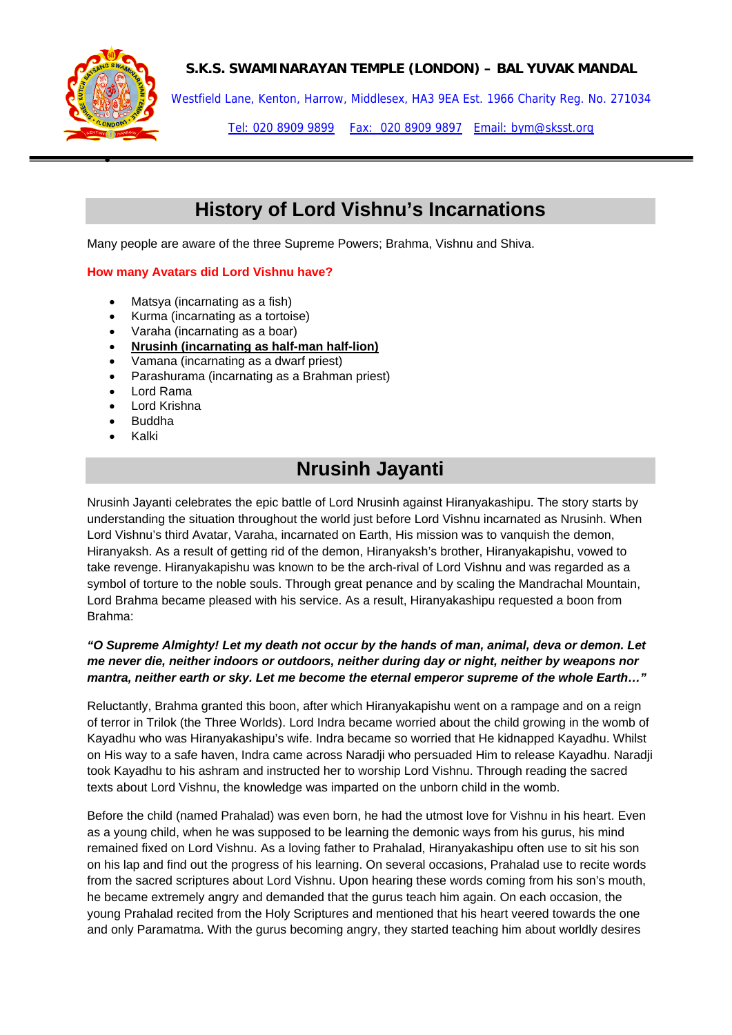**S.K.S. SWAMINARAYAN TEMPLE (LONDON) – BAL YUVAK MANDAL**

Westfield Lane, Kenton, Harrow, Middlesex, HA3 9EA Est. 1966 Charity Reg. No. 271034

Tel: 020 8909 9899 Fax: 020 8909 9897 Email: bym@sksst.org

# History of Lord Vishnu's Incarnations

Many people are aware of the three Supreme Powers; Brahma, Vishnu and Shiva.

**How many Avatars did Lord Vishnu have?**

- Matsya (incarnating as a fish)
- Kurma (incarnating as a tortoise)
- Varaha (incarnating as a boar)
- **Nrusinh (incarnating as half-man half-lion)**
- Vamana (incarnating as a dwarf priest)
- Parashurama (incarnating as a Brahman priest)
- Lord Rama
- Lord Krishna
- Buddha
- Kalki

# Nrusinh Jayanti

Nrusinh Jayanti celebrates the epic battle of Lord Nrusinh against Hiranyakashipu. The story starts by understanding the situation throughout the world just before Lord Vishnu incarnated as Nrusinh. When Lord Vishnu's third Avatar, Varaha, incarnated on Earth, His mission was to vanquish the demon, Hiranyaksh. As a result of getting rid of the demon, Hiranyaksh's brother, Hiranyakapishu, vowed to take revenge. Hiranyakapishu was known to be the arch-rival of Lord Vishnu and was regarded as a symbol of torture to the noble souls. Through great penance and by scaling the Mandrachal Mountain, Lord Brahma became pleased with his service. As a result, Hiranyakashipu requested a boon from Brahma:

***"O Supreme Almighty! Let my death not occur by the hands of man, animal, deva or demon. Let me never die, neither indoors or outdoors, neither during day or night, neither by weapons nor mantra, neither earth or sky. Let me become the eternal emperor supreme of the whole Earth…"***

Reluctantly, Brahma granted this boon, after which Hiranyakapishu went on a rampage and on a reign of terror in Trilok (the Three Worlds). Lord Indra became worried about the child growing in the womb of Kayadhu who was Hiranyakashipu's wife. Indra became so worried that He kidnapped Kayadhu. Whilst on His way to a safe haven, Indra came across Naradji who persuaded Him to release Kayadhu. Naradji took Kayadhu to his ashram and instructed her to worship Lord Vishnu. Through reading the sacred texts about Lord Vishnu, the knowledge was imparted on the unborn child in the womb.

Before the child (named Prahalad) was even born, he had the utmost love for Vishnu in his heart. Even as a young child, when he was supposed to be learning the demonic ways from his gurus, his mind remained fixed on Lord Vishnu. As a loving father to Prahalad, Hiranyakashipu often use to sit his son on his lap and find out the progress of his learning. On several occasions, Prahalad use to recite words from the sacred scriptures about Lord Vishnu. Upon hearing these words coming from his son's mouth, he became extremely angry and demanded that the gurus teach him again. On each occasion, the young Prahalad recited from the Holy Scriptures and mentioned that his heart veered towards the one and only Paramatma. With the gurus becoming angry, they started teaching him about worldly desires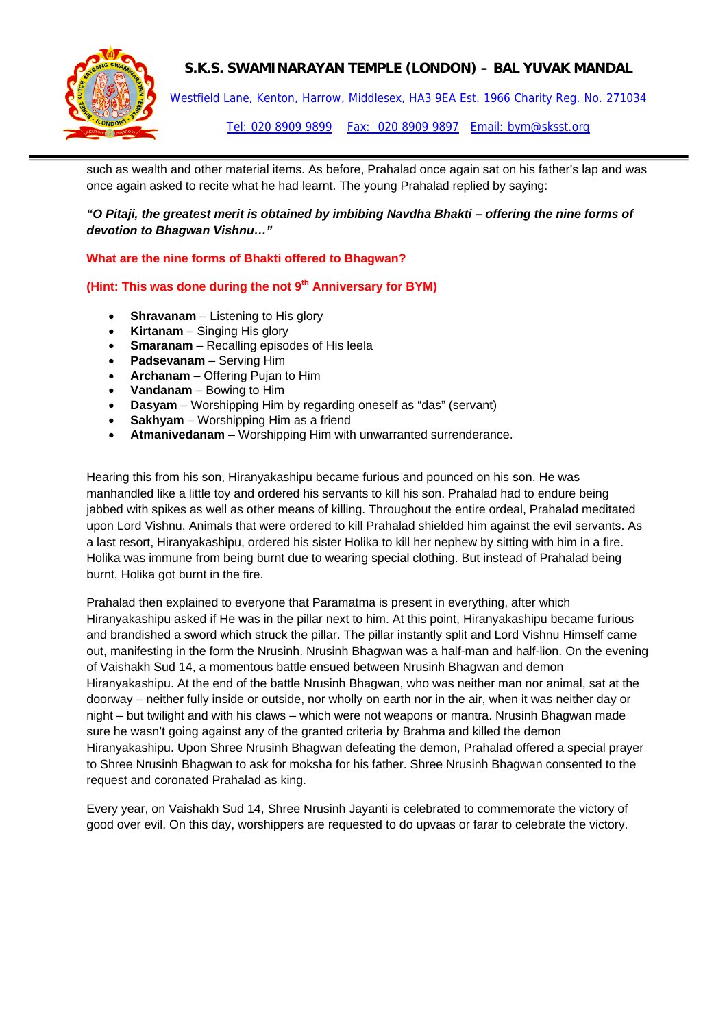such as wealth and other material items. As before, Prahalad once again sat on his father's lap and was once again asked to recite what he had learnt. The young Prahalad replied by saying:

***"O Pitaji, the greatest merit is obtained by imbibing Navdha Bhakti – offering the nine forms of devotion to Bhagwan Vishnu…"***

**What are the nine forms of Bhakti offered to Bhagwan?**

**(Hint: This was done during the not 9th Anniversary for BYM)**

- **Shravanam** – Listening to His glory
- **Kirtanam** – Singing His glory
- **Smaranam** – Recalling episodes of His leela
- **Padsevanam** – Serving Him
- **Archanam** – Offering Pujan to Him
- **Vandanam** – Bowing to Him
- **Dasyam** – Worshipping Him by regarding oneself as "das" (servant)
- **Sakhyam** – Worshipping Him as a friend
- **Atmanivedanam** – Worshipping Him with unwarranted surrenderance.

Hearing this from his son, Hiranyakashipu became furious and pounced on his son. He was manhandled like a little toy and ordered his servants to kill his son. Prahalad had to endure being jabbed with spikes as well as other means of killing. Throughout the entire ordeal, Prahalad meditated upon Lord Vishnu. Animals that were ordered to kill Prahalad shielded him against the evil servants. As a last resort, Hiranyakashipu, ordered his sister Holika to kill her nephew by sitting with him in a fire. Holika was immune from being burnt due to wearing special clothing. But instead of Prahalad being burnt, Holika got burnt in the fire.

Prahalad then explained to everyone that Paramatma is present in everything, after which Hiranyakashipu asked if He was in the pillar next to him. At this point, Hiranyakashipu became furious and brandished a sword which struck the pillar. The pillar instantly split and Lord Vishnu Himself came out, manifesting in the form the Nrusinh. Nrusinh Bhagwan was a half-man and half-lion. On the evening of Vaishakh Sud 14, a momentous battle ensued between Nrusinh Bhagwan and demon Hiranyakashipu. At the end of the battle Nrusinh Bhagwan, who was neither man nor animal, sat at the doorway – neither fully inside or outside, nor wholly on earth nor in the air, when it was neither day or night – but twilight and with his claws – which were not weapons or mantra. Nrusinh Bhagwan made sure he wasn't going against any of the granted criteria by Brahma and killed the demon Hiranyakashipu. Upon Shree Nrusinh Bhagwan defeating the demon, Prahalad offered a special prayer to Shree Nrusinh Bhagwan to ask for moksha for his father. Shree Nrusinh Bhagwan consented to the request and coronated Prahalad as king.

Every year, on Vaishakh Sud 14, Shree Nrusinh Jayanti is celebrated to commemorate the victory of good over evil. On this day, worshippers are requested to do upvaas or farar to celebrate the victory.